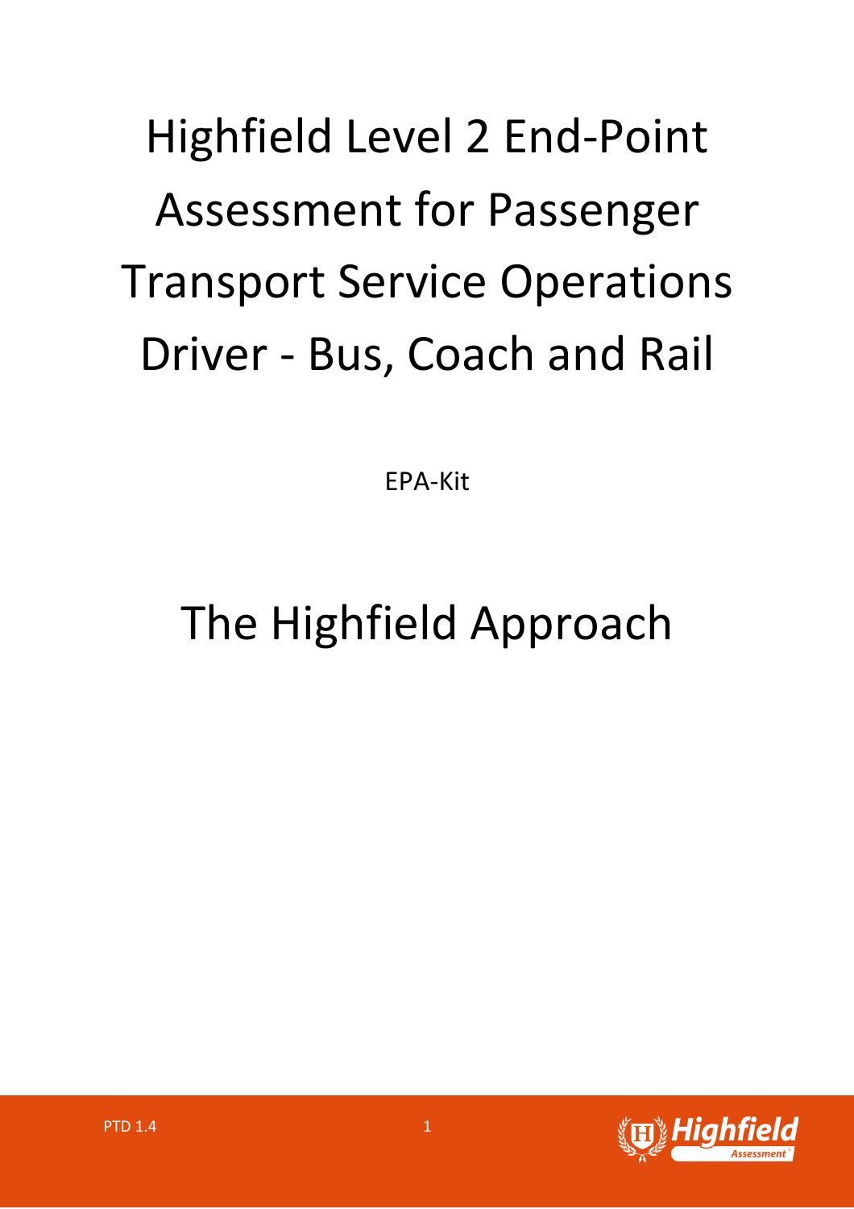# Highfield Level 2 End-Point Assessment for Passenger Transport Service Operations Driver - Bus, Coach and Rail

EPA-Kit

# The Highfield Approach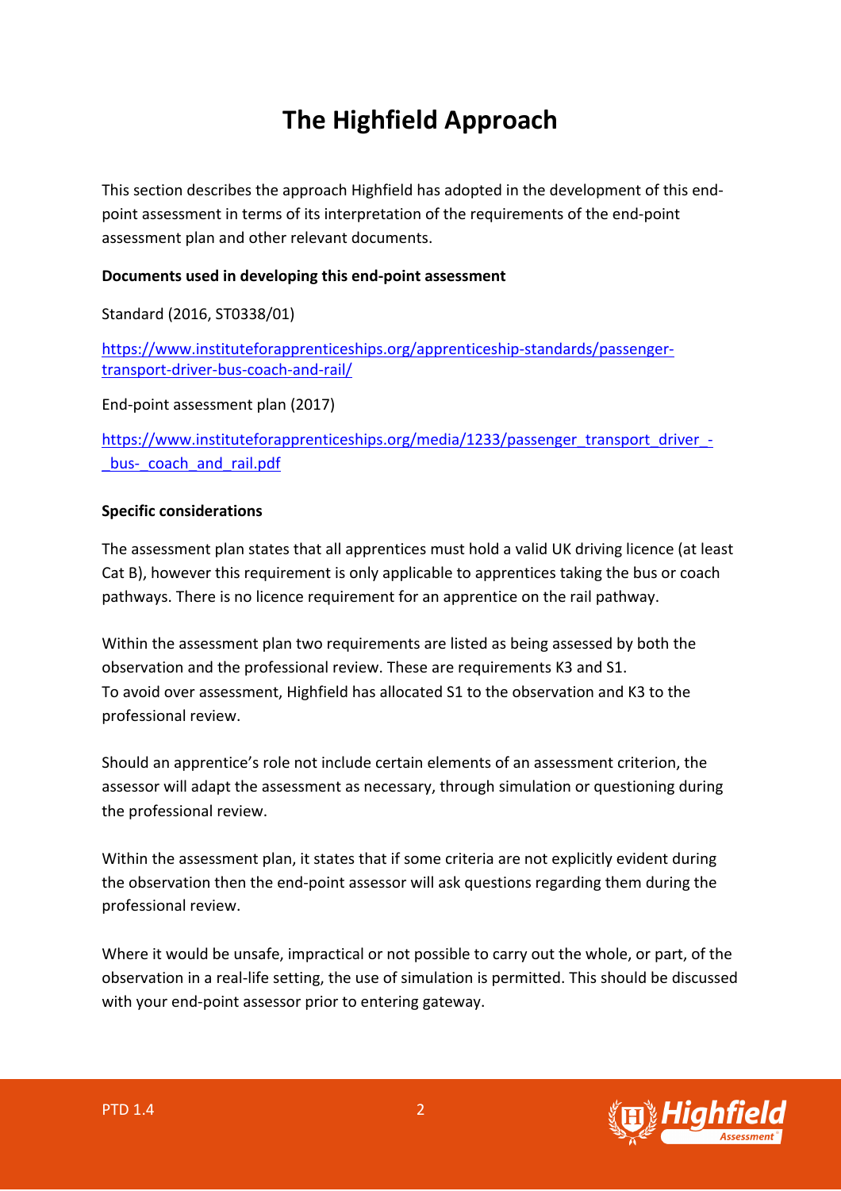# The Highfield Approach

This section describes the approach Highfield has adopted in the development of this end-point assessment in terms of its interpretation of the requirements of the end-point assessment plan and other relevant documents.

**Documents used in developing this end-point assessment**

Standard (2016, ST0338/01)

https://www.instituteforapprenticeships.org/apprenticeship-standards/passenger-transport-driver-bus-coach-and-rail/

End-point assessment plan (2017)

https://www.instituteforapprenticeships.org/media/1233/passenger_transport_driver_-_bus-_coach_and_rail.pdf

**Specific considerations**

The assessment plan states that all apprentices must hold a valid UK driving licence (at least Cat B), however this requirement is only applicable to apprentices taking the bus or coach pathways. There is no licence requirement for an apprentice on the rail pathway.

Within the assessment plan two requirements are listed as being assessed by both the observation and the professional review. These are requirements K3 and S1.
To avoid over assessment, Highfield has allocated S1 to the observation and K3 to the professional review.

Should an apprentice's role not include certain elements of an assessment criterion, the assessor will adapt the assessment as necessary, through simulation or questioning during the professional review.

Within the assessment plan, it states that if some criteria are not explicitly evident during the observation then the end-point assessor will ask questions regarding them during the professional review.

Where it would be unsafe, impractical or not possible to carry out the whole, or part, of the observation in a real-life setting, the use of simulation is permitted. This should be discussed with your end-point assessor prior to entering gateway.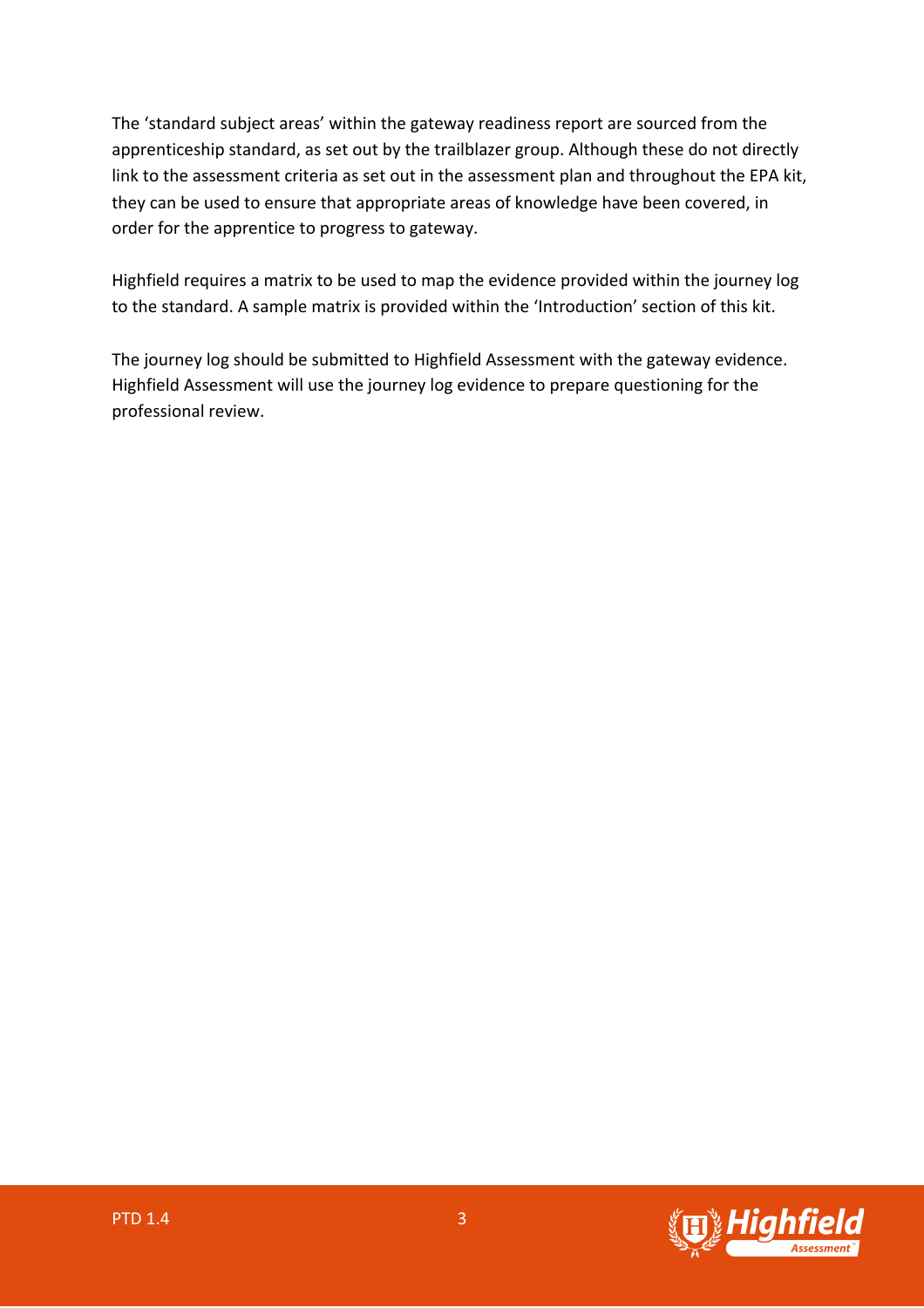The ‘standard subject areas’ within the gateway readiness report are sourced from the apprenticeship standard, as set out by the trailblazer group. Although these do not directly link to the assessment criteria as set out in the assessment plan and throughout the EPA kit, they can be used to ensure that appropriate areas of knowledge have been covered, in order for the apprentice to progress to gateway.

Highfield requires a matrix to be used to map the evidence provided within the journey log to the standard. A sample matrix is provided within the ‘Introduction’ section of this kit.

The journey log should be submitted to Highfield Assessment with the gateway evidence. Highfield Assessment will use the journey log evidence to prepare questioning for the professional review.